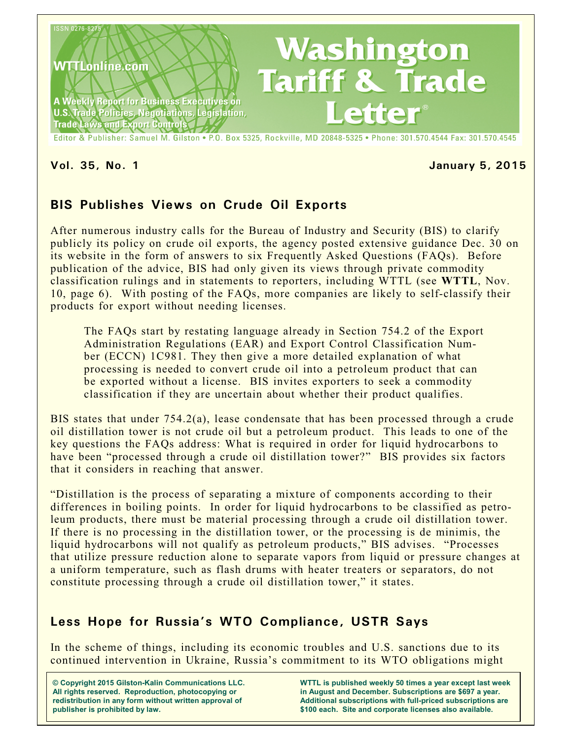ISSN 0276-8275

WTTLonline.com

A Weekly Report for Business Executives on U.S. Trade Policies, Negotiations, Legislation, Trade Laws and Export Controls

# Washington Tariff & Trade Letter®

Editor & Publisher: Samuel M. Gilston • P.O. Box 5325, Rockville, MD 20848-5325 • Phone: 301.570.4544 Fax: 301.570.4545

**Vol. 35, No. 1** **January 5, 2015**

## BIS Publishes Views on Crude Oil Exports

After numerous industry calls for the Bureau of Industry and Security (BIS) to clarify publicly its policy on crude oil exports, the agency posted extensive guidance Dec. 30 on its website in the form of answers to six Frequently Asked Questions (FAQs). Before publication of the advice, BIS had only given its views through private commodity classification rulings and in statements to reporters, including WTTL (see **WTTL**, Nov. 10, page 6). With posting of the FAQs, more companies are likely to self-classify their products for export without needing licenses.

> The FAQs start by restating language already in Section 754.2 of the Export Administration Regulations (EAR) and Export Control Classification Number (ECCN) 1C981. They then give a more detailed explanation of what processing is needed to convert crude oil into a petroleum product that can be exported without a license. BIS invites exporters to seek a commodity classification if they are uncertain about whether their product qualifies.

BIS states that under 754.2(a), lease condensate that has been processed through a crude oil distillation tower is not crude oil but a petroleum product. This leads to one of the key questions the FAQs address: What is required in order for liquid hydrocarbons to have been "processed through a crude oil distillation tower?" BIS provides six factors that it considers in reaching that answer.

"Distillation is the process of separating a mixture of components according to their differences in boiling points. In order for liquid hydrocarbons to be classified as petroleum products, there must be material processing through a crude oil distillation tower. If there is no processing in the distillation tower, or the processing is de minimis, the liquid hydrocarbons will not qualify as petroleum products," BIS advises. "Processes that utilize pressure reduction alone to separate vapors from liquid or pressure changes at a uniform temperature, such as flash drums with heater treaters or separators, do not constitute processing through a crude oil distillation tower," it states.

## Less Hope for Russia's WTO Compliance, USTR Says

In the scheme of things, including its economic troubles and U.S. sanctions due to its continued intervention in Ukraine, Russia's commitment to its WTO obligations might

**© Copyright 2015 Gilston-Kalin Communications LLC. All rights reserved. Reproduction, photocopying or redistribution in any form without written approval of publisher is prohibited by law.**

**WTTL is published weekly 50 times a year except last week in August and December. Subscriptions are $697 a year. Additional subscriptions with full-priced subscriptions are $100 each. Site and corporate licenses also available.**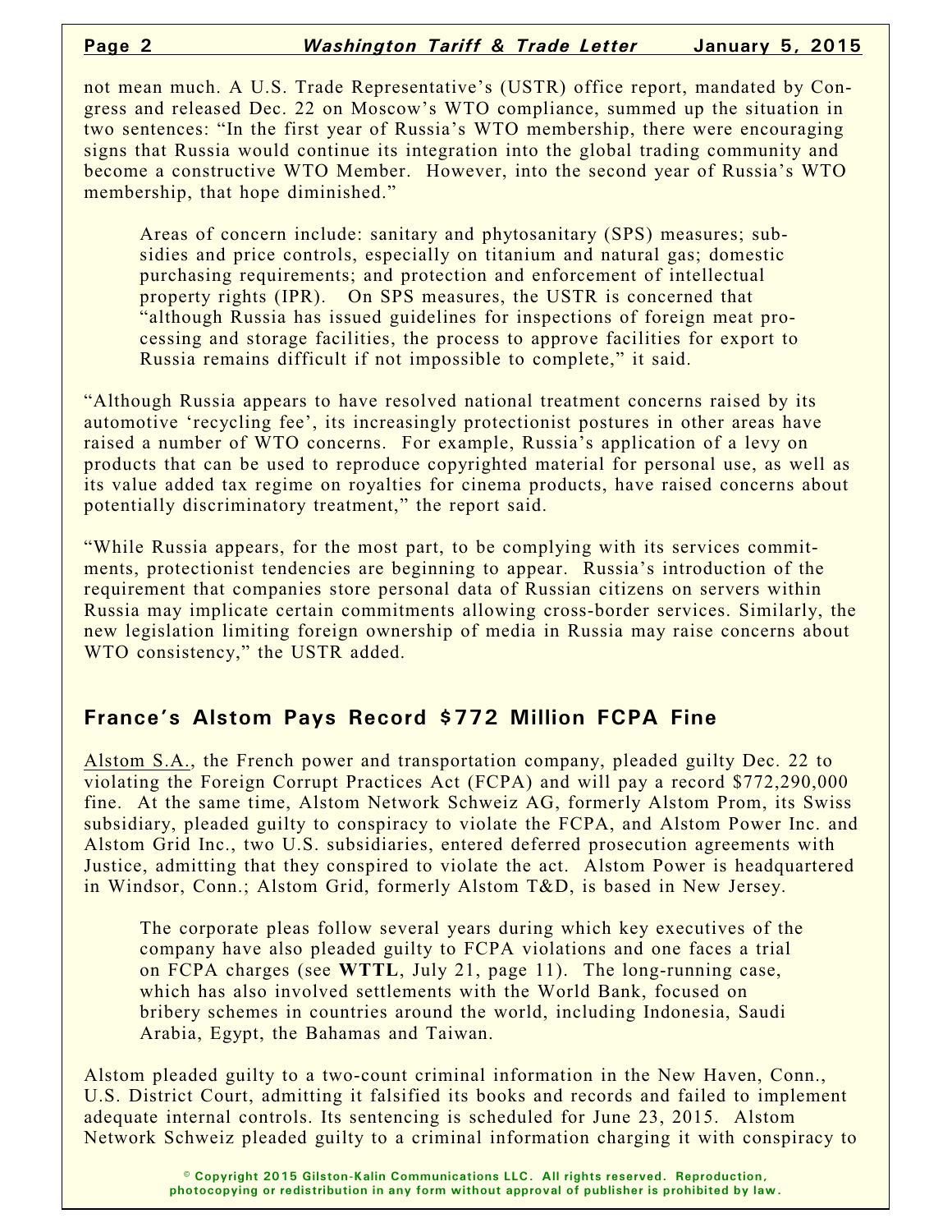not mean much. A U.S. Trade Representative's (USTR) office report, mandated by Congress and released Dec. 22 on Moscow's WTO compliance, summed up the situation in two sentences: "In the first year of Russia's WTO membership, there were encouraging signs that Russia would continue its integration into the global trading community and become a constructive WTO Member. However, into the second year of Russia's WTO membership, that hope diminished."

Areas of concern include: sanitary and phytosanitary (SPS) measures; subsidies and price controls, especially on titanium and natural gas; domestic purchasing requirements; and protection and enforcement of intellectual property rights (IPR). On SPS measures, the USTR is concerned that "although Russia has issued guidelines for inspections of foreign meat processing and storage facilities, the process to approve facilities for export to Russia remains difficult if not impossible to complete," it said.

"Although Russia appears to have resolved national treatment concerns raised by its automotive 'recycling fee', its increasingly protectionist postures in other areas have raised a number of WTO concerns. For example, Russia's application of a levy on products that can be used to reproduce copyrighted material for personal use, as well as its value added tax regime on royalties for cinema products, have raised concerns about potentially discriminatory treatment," the report said.

"While Russia appears, for the most part, to be complying with its services commitments, protectionist tendencies are beginning to appear. Russia's introduction of the requirement that companies store personal data of Russian citizens on servers within Russia may implicate certain commitments allowing cross-border services. Similarly, the new legislation limiting foreign ownership of media in Russia may raise concerns about WTO consistency," the USTR added.

## France's Alstom Pays Record $772 Million FCPA Fine

Alstom S.A., the French power and transportation company, pleaded guilty Dec. 22 to violating the Foreign Corrupt Practices Act (FCPA) and will pay a record $772,290,000 fine. At the same time, Alstom Network Schweiz AG, formerly Alstom Prom, its Swiss subsidiary, pleaded guilty to conspiracy to violate the FCPA, and Alstom Power Inc. and Alstom Grid Inc., two U.S. subsidiaries, entered deferred prosecution agreements with Justice, admitting that they conspired to violate the act. Alstom Power is headquartered in Windsor, Conn.; Alstom Grid, formerly Alstom T&D, is based in New Jersey.

The corporate pleas follow several years during which key executives of the company have also pleaded guilty to FCPA violations and one faces a trial on FCPA charges (see **WTTL**, July 21, page 11). The long-running case, which has also involved settlements with the World Bank, focused on bribery schemes in countries around the world, including Indonesia, Saudi Arabia, Egypt, the Bahamas and Taiwan.

Alstom pleaded guilty to a two-count criminal information in the New Haven, Conn., U.S. District Court, admitting it falsified its books and records and failed to implement adequate internal controls. Its sentencing is scheduled for June 23, 2015. Alstom Network Schweiz pleaded guilty to a criminal information charging it with conspiracy to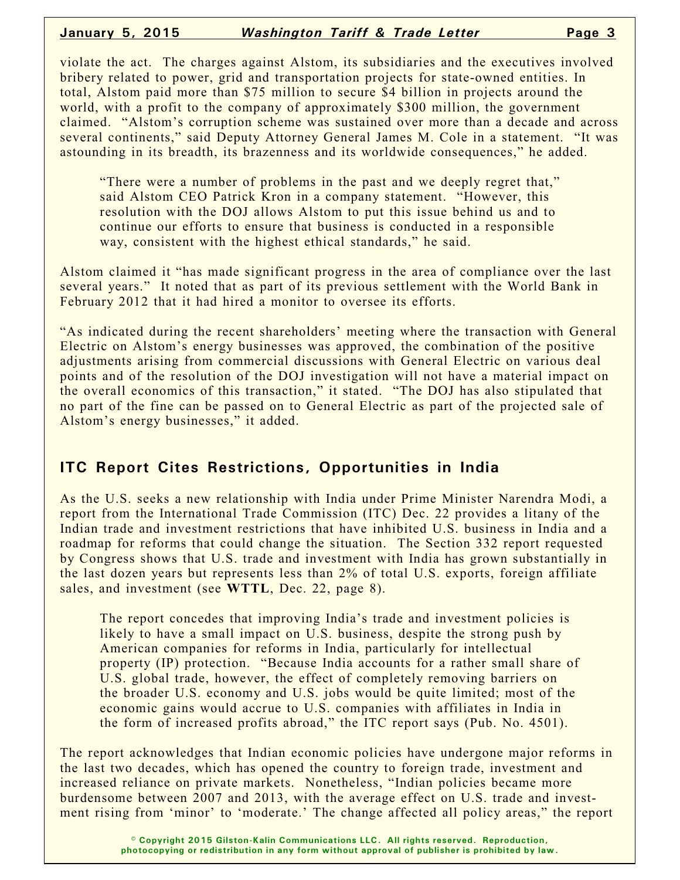violate the act. The charges against Alstom, its subsidiaries and the executives involved bribery related to power, grid and transportation projects for state-owned entities. In total, Alstom paid more than $75 million to secure $4 billion in projects around the world, with a profit to the company of approximately $300 million, the government claimed. "Alstom's corruption scheme was sustained over more than a decade and across several continents," said Deputy Attorney General James M. Cole in a statement. "It was astounding in its breadth, its brazenness and its worldwide consequences," he added.

> "There were a number of problems in the past and we deeply regret that," said Alstom CEO Patrick Kron in a company statement. "However, this resolution with the DOJ allows Alstom to put this issue behind us and to continue our efforts to ensure that business is conducted in a responsible way, consistent with the highest ethical standards," he said.

Alstom claimed it "has made significant progress in the area of compliance over the last several years." It noted that as part of its previous settlement with the World Bank in February 2012 that it had hired a monitor to oversee its efforts.

"As indicated during the recent shareholders' meeting where the transaction with General Electric on Alstom's energy businesses was approved, the combination of the positive adjustments arising from commercial discussions with General Electric on various deal points and of the resolution of the DOJ investigation will not have a material impact on the overall economics of this transaction," it stated. "The DOJ has also stipulated that no part of the fine can be passed on to General Electric as part of the projected sale of Alstom's energy businesses," it added.

## ITC Report Cites Restrictions, Opportunities in India

As the U.S. seeks a new relationship with India under Prime Minister Narendra Modi, a report from the International Trade Commission (ITC) Dec. 22 provides a litany of the Indian trade and investment restrictions that have inhibited U.S. business in India and a roadmap for reforms that could change the situation. The Section 332 report requested by Congress shows that U.S. trade and investment with India has grown substantially in the last dozen years but represents less than 2% of total U.S. exports, foreign affiliate sales, and investment (see **WTTL**, Dec. 22, page 8).

> The report concedes that improving India's trade and investment policies is likely to have a small impact on U.S. business, despite the strong push by American companies for reforms in India, particularly for intellectual property (IP) protection. "Because India accounts for a rather small share of U.S. global trade, however, the effect of completely removing barriers on the broader U.S. economy and U.S. jobs would be quite limited; most of the economic gains would accrue to U.S. companies with affiliates in India in the form of increased profits abroad," the ITC report says (Pub. No. 4501).

The report acknowledges that Indian economic policies have undergone major reforms in the last two decades, which has opened the country to foreign trade, investment and increased reliance on private markets. Nonetheless, "Indian policies became more burdensome between 2007 and 2013, with the average effect on U.S. trade and investment rising from 'minor' to 'moderate.' The change affected all policy areas," the report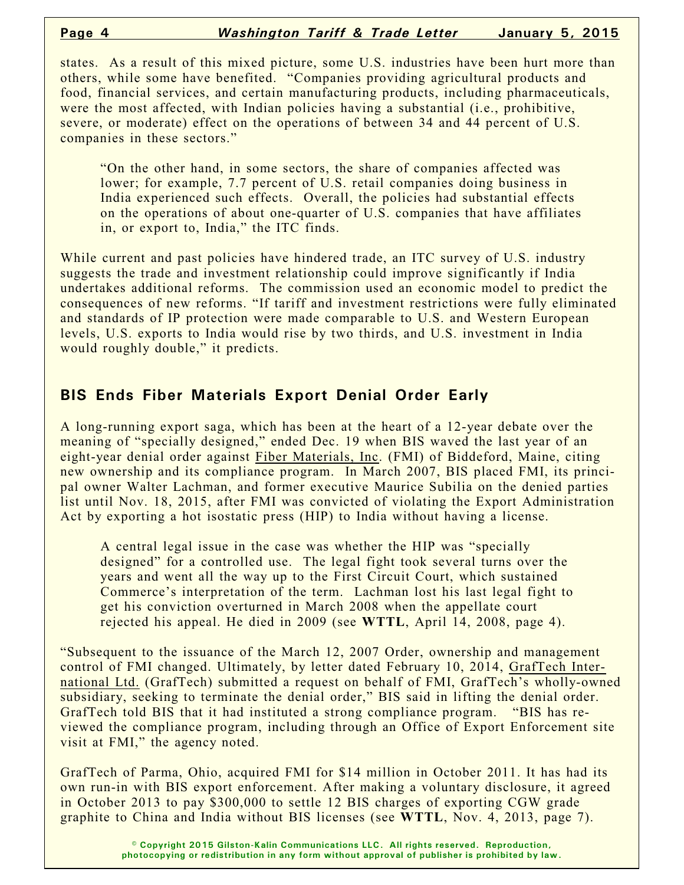states. As a result of this mixed picture, some U.S. industries have been hurt more than others, while some have benefited. "Companies providing agricultural products and food, financial services, and certain manufacturing products, including pharmaceuticals, were the most affected, with Indian policies having a substantial (i.e., prohibitive, severe, or moderate) effect on the operations of between 34 and 44 percent of U.S. companies in these sectors."

> "On the other hand, in some sectors, the share of companies affected was lower; for example, 7.7 percent of U.S. retail companies doing business in India experienced such effects. Overall, the policies had substantial effects on the operations of about one-quarter of U.S. companies that have affiliates in, or export to, India," the ITC finds.

While current and past policies have hindered trade, an ITC survey of U.S. industry suggests the trade and investment relationship could improve significantly if India undertakes additional reforms. The commission used an economic model to predict the consequences of new reforms. "If tariff and investment restrictions were fully eliminated and standards of IP protection were made comparable to U.S. and Western European levels, U.S. exports to India would rise by two thirds, and U.S. investment in India would roughly double," it predicts.

## BIS Ends Fiber Materials Export Denial Order Early

A long-running export saga, which has been at the heart of a 12-year debate over the meaning of "specially designed," ended Dec. 19 when BIS waved the last year of an eight-year denial order against Fiber Materials, Inc. (FMI) of Biddeford, Maine, citing new ownership and its compliance program. In March 2007, BIS placed FMI, its principal owner Walter Lachman, and former executive Maurice Subilia on the denied parties list until Nov. 18, 2015, after FMI was convicted of violating the Export Administration Act by exporting a hot isostatic press (HIP) to India without having a license.

> A central legal issue in the case was whether the HIP was "specially designed" for a controlled use. The legal fight took several turns over the years and went all the way up to the First Circuit Court, which sustained Commerce's interpretation of the term. Lachman lost his last legal fight to get his conviction overturned in March 2008 when the appellate court rejected his appeal. He died in 2009 (see **WTTL**, April 14, 2008, page 4).

"Subsequent to the issuance of the March 12, 2007 Order, ownership and management control of FMI changed. Ultimately, by letter dated February 10, 2014, GrafTech International Ltd. (GrafTech) submitted a request on behalf of FMI, GrafTech's wholly-owned subsidiary, seeking to terminate the denial order," BIS said in lifting the denial order. GrafTech told BIS that it had instituted a strong compliance program. "BIS has reviewed the compliance program, including through an Office of Export Enforcement site visit at FMI," the agency noted.

GrafTech of Parma, Ohio, acquired FMI for $14 million in October 2011. It has had its own run-in with BIS export enforcement. After making a voluntary disclosure, it agreed in October 2013 to pay $300,000 to settle 12 BIS charges of exporting CGW grade graphite to China and India without BIS licenses (see **WTTL**, Nov. 4, 2013, page 7).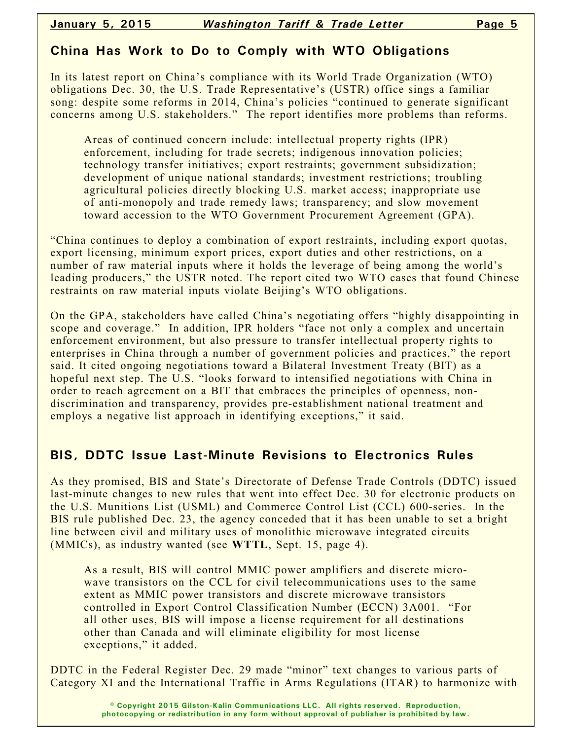## China Has Work to Do to Comply with WTO Obligations

In its latest report on China's compliance with its World Trade Organization (WTO) obligations Dec. 30, the U.S. Trade Representative's (USTR) office sings a familiar song: despite some reforms in 2014, China's policies "continued to generate significant concerns among U.S. stakeholders." The report identifies more problems than reforms.

> Areas of continued concern include: intellectual property rights (IPR) enforcement, including for trade secrets; indigenous innovation policies; technology transfer initiatives; export restraints; government subsidization; development of unique national standards; investment restrictions; troubling agricultural policies directly blocking U.S. market access; inappropriate use of anti-monopoly and trade remedy laws; transparency; and slow movement toward accession to the WTO Government Procurement Agreement (GPA).

"China continues to deploy a combination of export restraints, including export quotas, export licensing, minimum export prices, export duties and other restrictions, on a number of raw material inputs where it holds the leverage of being among the world's leading producers," the USTR noted. The report cited two WTO cases that found Chinese restraints on raw material inputs violate Beijing's WTO obligations.

On the GPA, stakeholders have called China's negotiating offers "highly disappointing in scope and coverage." In addition, IPR holders "face not only a complex and uncertain enforcement environment, but also pressure to transfer intellectual property rights to enterprises in China through a number of government policies and practices," the report said. It cited ongoing negotiations toward a Bilateral Investment Treaty (BIT) as a hopeful next step. The U.S. "looks forward to intensified negotiations with China in order to reach agreement on a BIT that embraces the principles of openness, non-discrimination and transparency, provides pre-establishment national treatment and employs a negative list approach in identifying exceptions," it said.

## BIS, DDTC Issue Last-Minute Revisions to Electronics Rules

As they promised, BIS and State's Directorate of Defense Trade Controls (DDTC) issued last-minute changes to new rules that went into effect Dec. 30 for electronic products on the U.S. Munitions List (USML) and Commerce Control List (CCL) 600-series. In the BIS rule published Dec. 23, the agency conceded that it has been unable to set a bright line between civil and military uses of monolithic microwave integrated circuits (MMICs), as industry wanted (see **WTTL**, Sept. 15, page 4).

> As a result, BIS will control MMIC power amplifiers and discrete microwave transistors on the CCL for civil telecommunications uses to the same extent as MMIC power transistors and discrete microwave transistors controlled in Export Control Classification Number (ECCN) 3A001. "For all other uses, BIS will impose a license requirement for all destinations other than Canada and will eliminate eligibility for most license exceptions," it added.

DDTC in the Federal Register Dec. 29 made "minor" text changes to various parts of Category XI and the International Traffic in Arms Regulations (ITAR) to harmonize with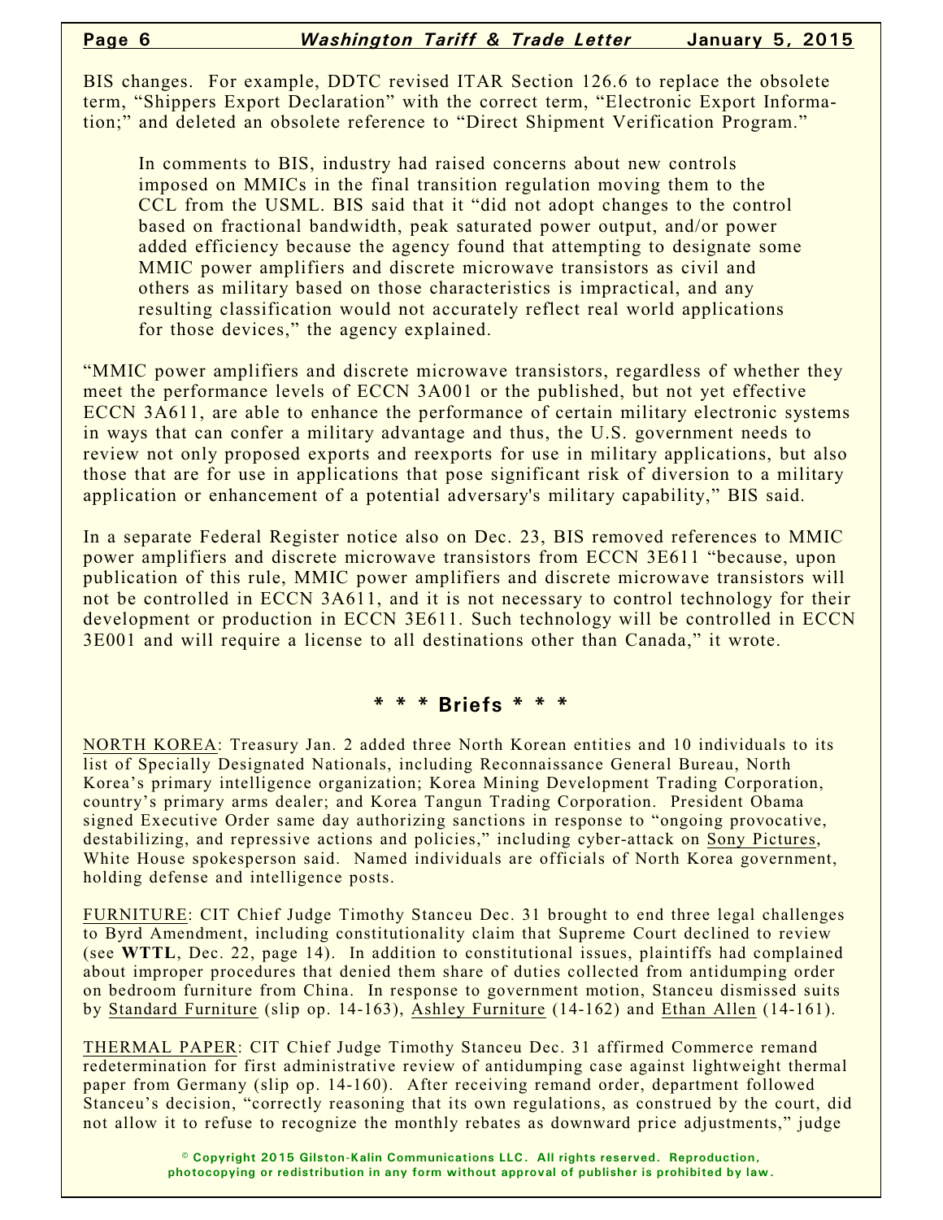BIS changes. For example, DDTC revised ITAR Section 126.6 to replace the obsolete term, "Shippers Export Declaration" with the correct term, "Electronic Export Information;" and deleted an obsolete reference to "Direct Shipment Verification Program."

> In comments to BIS, industry had raised concerns about new controls imposed on MMICs in the final transition regulation moving them to the CCL from the USML. BIS said that it "did not adopt changes to the control based on fractional bandwidth, peak saturated power output, and/or power added efficiency because the agency found that attempting to designate some MMIC power amplifiers and discrete microwave transistors as civil and others as military based on those characteristics is impractical, and any resulting classification would not accurately reflect real world applications for those devices," the agency explained.

"MMIC power amplifiers and discrete microwave transistors, regardless of whether they meet the performance levels of ECCN 3A001 or the published, but not yet effective ECCN 3A611, are able to enhance the performance of certain military electronic systems in ways that can confer a military advantage and thus, the U.S. government needs to review not only proposed exports and reexports for use in military applications, but also those that are for use in applications that pose significant risk of diversion to a military application or enhancement of a potential adversary's military capability," BIS said.

In a separate Federal Register notice also on Dec. 23, BIS removed references to MMIC power amplifiers and discrete microwave transistors from ECCN 3E611 "because, upon publication of this rule, MMIC power amplifiers and discrete microwave transistors will not be controlled in ECCN 3A611, and it is not necessary to control technology for their development or production in ECCN 3E611. Such technology will be controlled in ECCN 3E001 and will require a license to all destinations other than Canada," it wrote.

## * * * Briefs * * *

NORTH KOREA: Treasury Jan. 2 added three North Korean entities and 10 individuals to its list of Specially Designated Nationals, including Reconnaissance General Bureau, North Korea's primary intelligence organization; Korea Mining Development Trading Corporation, country's primary arms dealer; and Korea Tangun Trading Corporation. President Obama signed Executive Order same day authorizing sanctions in response to "ongoing provocative, destabilizing, and repressive actions and policies," including cyber-attack on Sony Pictures, White House spokesperson said. Named individuals are officials of North Korea government, holding defense and intelligence posts.

FURNITURE: CIT Chief Judge Timothy Stanceu Dec. 31 brought to end three legal challenges to Byrd Amendment, including constitutionality claim that Supreme Court declined to review (see **WTTL**, Dec. 22, page 14). In addition to constitutional issues, plaintiffs had complained about improper procedures that denied them share of duties collected from antidumping order on bedroom furniture from China. In response to government motion, Stanceu dismissed suits by Standard Furniture (slip op. 14-163), Ashley Furniture (14-162) and Ethan Allen (14-161).

THERMAL PAPER: CIT Chief Judge Timothy Stanceu Dec. 31 affirmed Commerce remand redetermination for first administrative review of antidumping case against lightweight thermal paper from Germany (slip op. 14-160). After receiving remand order, department followed Stanceu's decision, "correctly reasoning that its own regulations, as construed by the court, did not allow it to refuse to recognize the monthly rebates as downward price adjustments," judge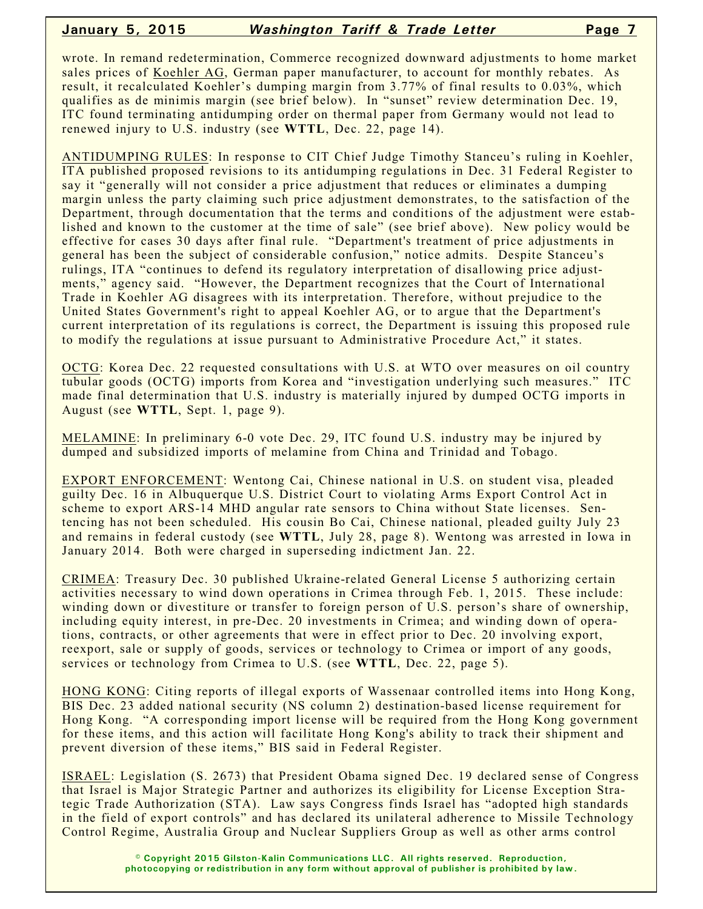wrote. In remand redetermination, Commerce recognized downward adjustments to home market sales prices of Koehler AG, German paper manufacturer, to account for monthly rebates. As result, it recalculated Koehler's dumping margin from 3.77% of final results to 0.03%, which qualifies as de minimis margin (see brief below). In "sunset" review determination Dec. 19, ITC found terminating antidumping order on thermal paper from Germany would not lead to renewed injury to U.S. industry (see **WTTL**, Dec. 22, page 14).

ANTIDUMPING RULES: In response to CIT Chief Judge Timothy Stanceu's ruling in Koehler, ITA published proposed revisions to its antidumping regulations in Dec. 31 Federal Register to say it "generally will not consider a price adjustment that reduces or eliminates a dumping margin unless the party claiming such price adjustment demonstrates, to the satisfaction of the Department, through documentation that the terms and conditions of the adjustment were established and known to the customer at the time of sale" (see brief above). New policy would be effective for cases 30 days after final rule. "Department's treatment of price adjustments in general has been the subject of considerable confusion," notice admits. Despite Stanceu's rulings, ITA "continues to defend its regulatory interpretation of disallowing price adjustments," agency said. "However, the Department recognizes that the Court of International Trade in Koehler AG disagrees with its interpretation. Therefore, without prejudice to the United States Government's right to appeal Koehler AG, or to argue that the Department's current interpretation of its regulations is correct, the Department is issuing this proposed rule to modify the regulations at issue pursuant to Administrative Procedure Act," it states.

OCTG: Korea Dec. 22 requested consultations with U.S. at WTO over measures on oil country tubular goods (OCTG) imports from Korea and "investigation underlying such measures." ITC made final determination that U.S. industry is materially injured by dumped OCTG imports in August (see **WTTL**, Sept. 1, page 9).

MELAMINE: In preliminary 6-0 vote Dec. 29, ITC found U.S. industry may be injured by dumped and subsidized imports of melamine from China and Trinidad and Tobago.

EXPORT ENFORCEMENT: Wentong Cai, Chinese national in U.S. on student visa, pleaded guilty Dec. 16 in Albuquerque U.S. District Court to violating Arms Export Control Act in scheme to export ARS-14 MHD angular rate sensors to China without State licenses. Sentencing has not been scheduled. His cousin Bo Cai, Chinese national, pleaded guilty July 23 and remains in federal custody (see **WTTL**, July 28, page 8). Wentong was arrested in Iowa in January 2014. Both were charged in superseding indictment Jan. 22.

CRIMEA: Treasury Dec. 30 published Ukraine-related General License 5 authorizing certain activities necessary to wind down operations in Crimea through Feb. 1, 2015. These include: winding down or divestiture or transfer to foreign person of U.S. person's share of ownership, including equity interest, in pre-Dec. 20 investments in Crimea; and winding down of operations, contracts, or other agreements that were in effect prior to Dec. 20 involving export, reexport, sale or supply of goods, services or technology to Crimea or import of any goods, services or technology from Crimea to U.S. (see **WTTL**, Dec. 22, page 5).

HONG KONG: Citing reports of illegal exports of Wassenaar controlled items into Hong Kong, BIS Dec. 23 added national security (NS column 2) destination-based license requirement for Hong Kong. "A corresponding import license will be required from the Hong Kong government for these items, and this action will facilitate Hong Kong's ability to track their shipment and prevent diversion of these items," BIS said in Federal Register.

ISRAEL: Legislation (S. 2673) that President Obama signed Dec. 19 declared sense of Congress that Israel is Major Strategic Partner and authorizes its eligibility for License Exception Strategic Trade Authorization (STA). Law says Congress finds Israel has "adopted high standards in the field of export controls" and has declared its unilateral adherence to Missile Technology Control Regime, Australia Group and Nuclear Suppliers Group as well as other arms control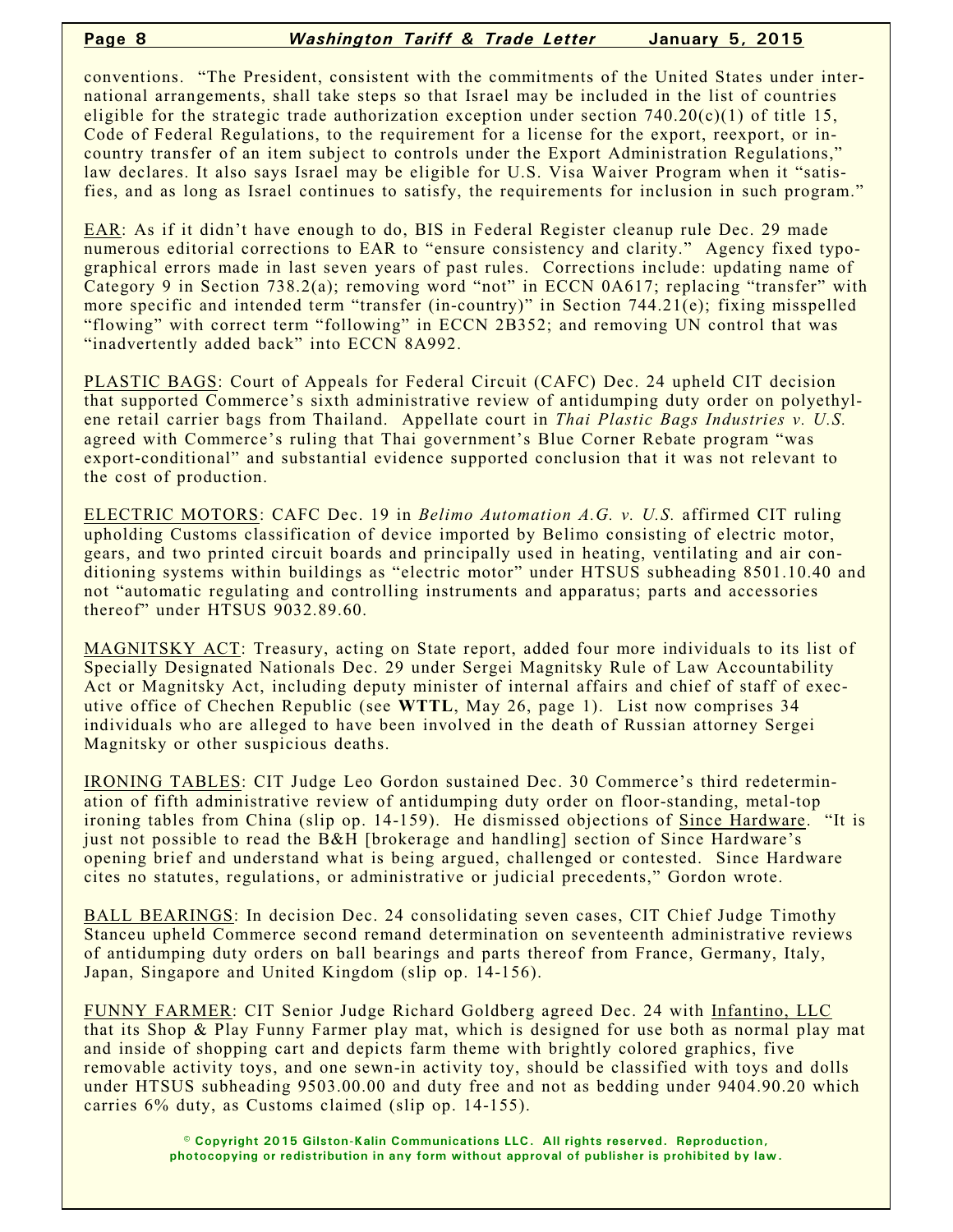conventions. "The President, consistent with the commitments of the United States under international arrangements, shall take steps so that Israel may be included in the list of countries eligible for the strategic trade authorization exception under section 740.20(c)(1) of title 15, Code of Federal Regulations, to the requirement for a license for the export, reexport, or in-country transfer of an item subject to controls under the Export Administration Regulations," law declares. It also says Israel may be eligible for U.S. Visa Waiver Program when it "satisfies, and as long as Israel continues to satisfy, the requirements for inclusion in such program."

<u>EAR</u>: As if it didn't have enough to do, BIS in Federal Register cleanup rule Dec. 29 made numerous editorial corrections to EAR to "ensure consistency and clarity." Agency fixed typographical errors made in last seven years of past rules. Corrections include: updating name of Category 9 in Section 738.2(a); removing word "not" in ECCN 0A617; replacing "transfer" with more specific and intended term "transfer (in-country)" in Section 744.21(e); fixing misspelled "flowing" with correct term "following" in ECCN 2B352; and removing UN control that was "inadvertently added back" into ECCN 8A992.

<u>PLASTIC BAGS</u>: Court of Appeals for Federal Circuit (CAFC) Dec. 24 upheld CIT decision that supported Commerce's sixth administrative review of antidumping duty order on polyethylene retail carrier bags from Thailand. Appellate court in *Thai Plastic Bags Industries v. U.S.* agreed with Commerce's ruling that Thai government's Blue Corner Rebate program "was export-conditional" and substantial evidence supported conclusion that it was not relevant to the cost of production.

<u>ELECTRIC MOTORS</u>: CAFC Dec. 19 in *Belimo Automation A.G. v. U.S.* affirmed CIT ruling upholding Customs classification of device imported by Belimo consisting of electric motor, gears, and two printed circuit boards and principally used in heating, ventilating and air conditioning systems within buildings as "electric motor" under HTSUS subheading 8501.10.40 and not "automatic regulating and controlling instruments and apparatus; parts and accessories thereof" under HTSUS 9032.89.60.

<u>MAGNITSKY ACT</u>: Treasury, acting on State report, added four more individuals to its list of Specially Designated Nationals Dec. 29 under Sergei Magnitsky Rule of Law Accountability Act or Magnitsky Act, including deputy minister of internal affairs and chief of staff of executive office of Chechen Republic (see **WTTL**, May 26, page 1). List now comprises 34 individuals who are alleged to have been involved in the death of Russian attorney Sergei Magnitsky or other suspicious deaths.

<u>IRONING TABLES</u>: CIT Judge Leo Gordon sustained Dec. 30 Commerce's third redetermination of fifth administrative review of antidumping duty order on floor-standing, metal-top ironing tables from China (slip op. 14-159). He dismissed objections of <u>Since Hardware</u>. "It is just not possible to read the B&H [brokerage and handling] section of Since Hardware's opening brief and understand what is being argued, challenged or contested. Since Hardware cites no statutes, regulations, or administrative or judicial precedents," Gordon wrote.

<u>BALL BEARINGS</u>: In decision Dec. 24 consolidating seven cases, CIT Chief Judge Timothy Stanceu upheld Commerce second remand determination on seventeenth administrative reviews of antidumping duty orders on ball bearings and parts thereof from France, Germany, Italy, Japan, Singapore and United Kingdom (slip op. 14-156).

<u>FUNNY FARMER</u>: CIT Senior Judge Richard Goldberg agreed Dec. 24 with <u>Infantino, LLC</u> that its Shop & Play Funny Farmer play mat, which is designed for use both as normal play mat and inside of shopping cart and depicts farm theme with brightly colored graphics, five removable activity toys, and one sewn-in activity toy, should be classified with toys and dolls under HTSUS subheading 9503.00.00 and duty free and not as bedding under 9404.90.20 which carries 6% duty, as Customs claimed (slip op. 14-155).

© Copyright 2015 Gilston-Kalin Communications LLC. All rights reserved. Reproduction, photocopying or redistribution in any form without approval of publisher is prohibited by law.